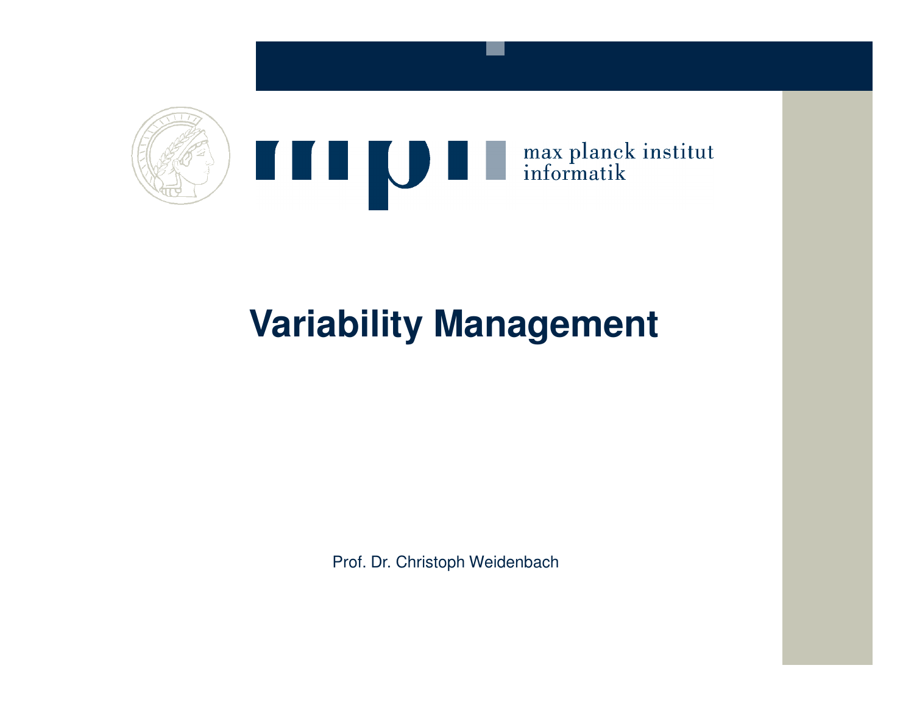max planck institut
informatik

# Variability Management

Prof. Dr. Christoph Weidenbach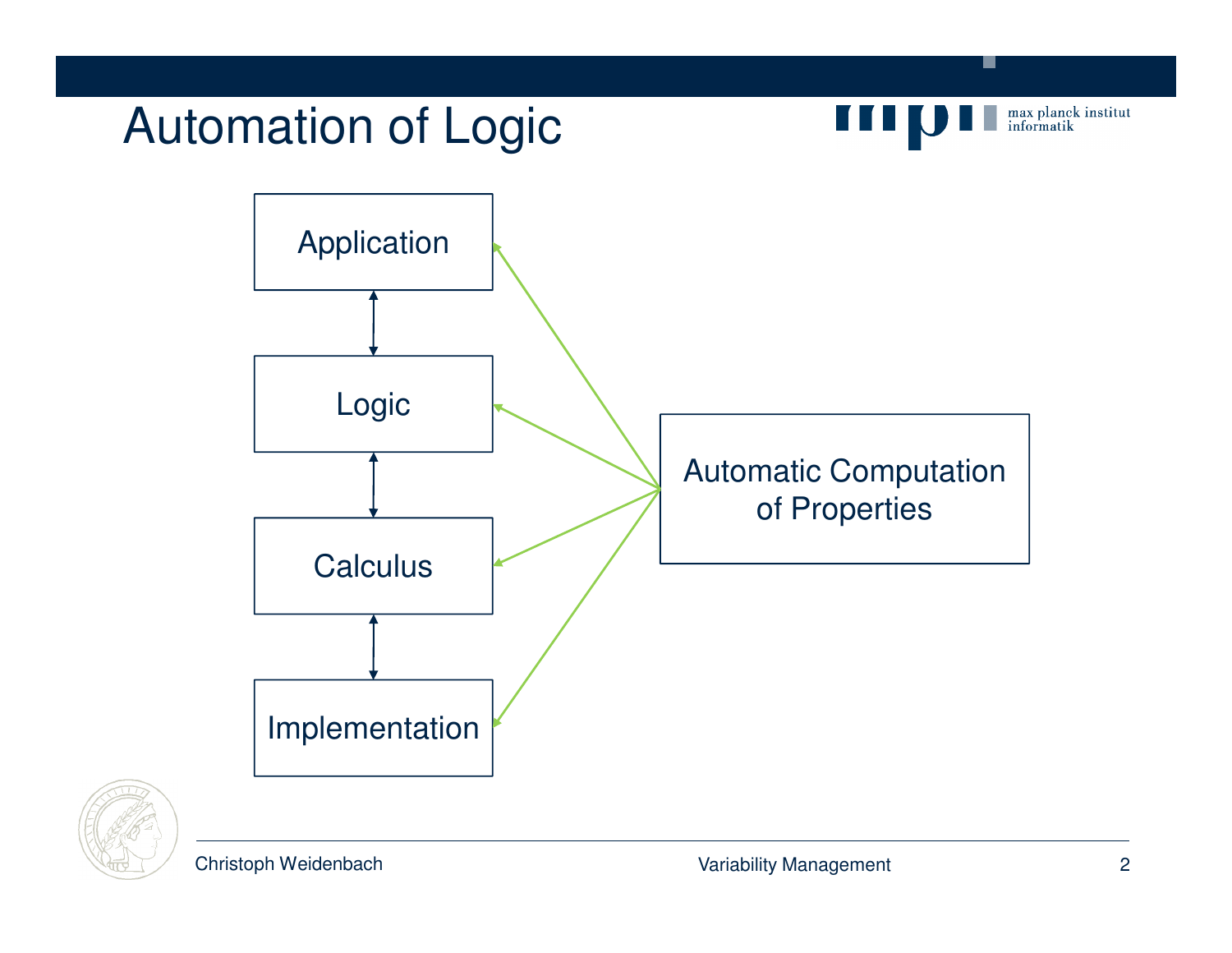# Automation of Logic

Application

Logic

Calculus

Implementation

Automatic Computation of Properties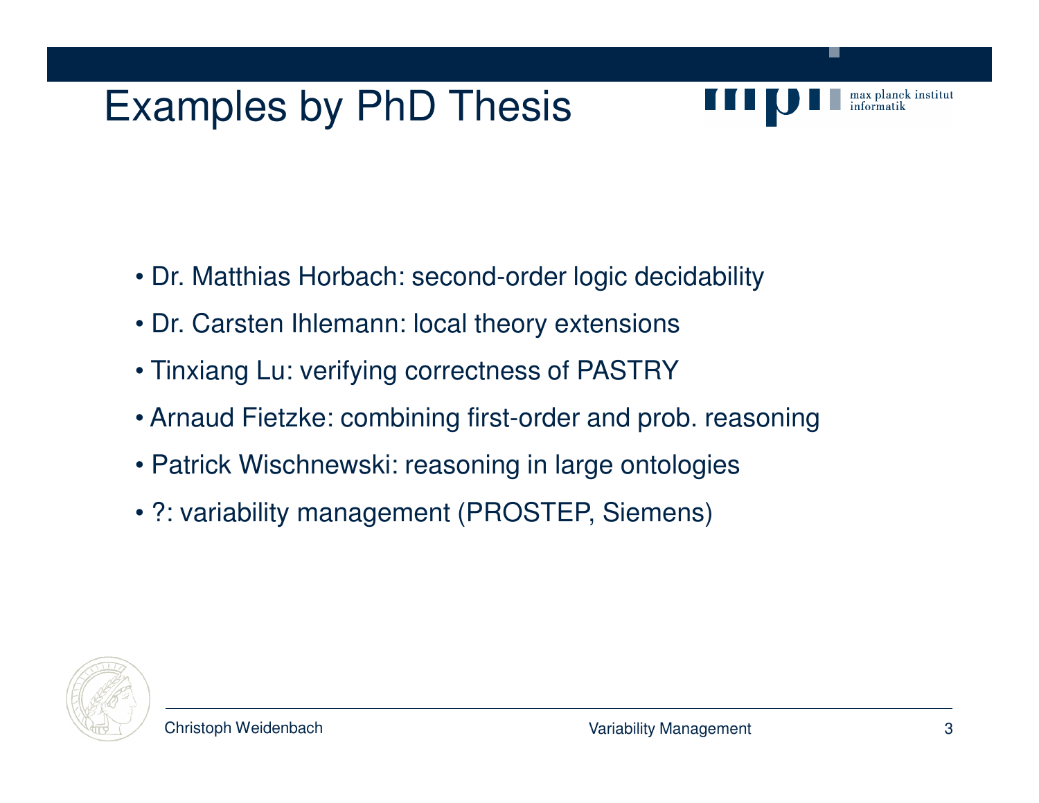# Examples by PhD Thesis

- Dr. Matthias Horbach: second-order logic decidability
- Dr. Carsten Ihlemann: local theory extensions
- Tinxiang Lu: verifying correctness of PASTRY
- Arnaud Fietzke: combining first-order and prob. reasoning
- Patrick Wischnewski: reasoning in large ontologies
- ?: variability management (PROSTEP, Siemens)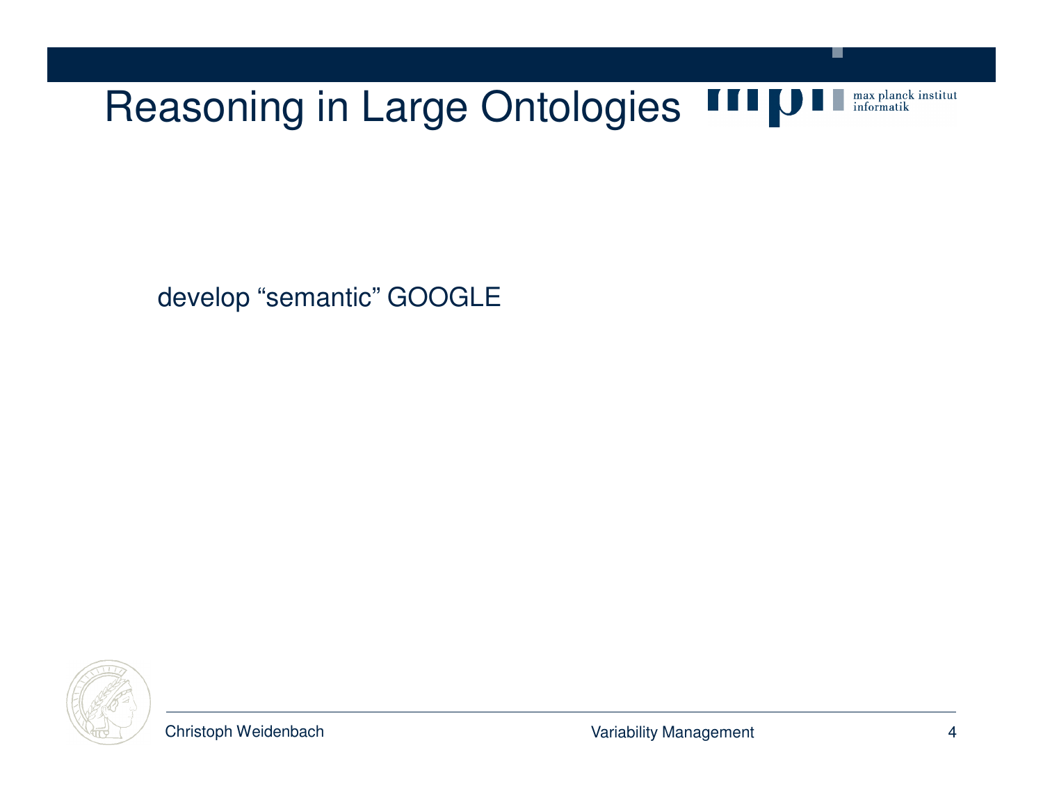# Reasoning in Large Ontologies

develop “semantic” GOOGLE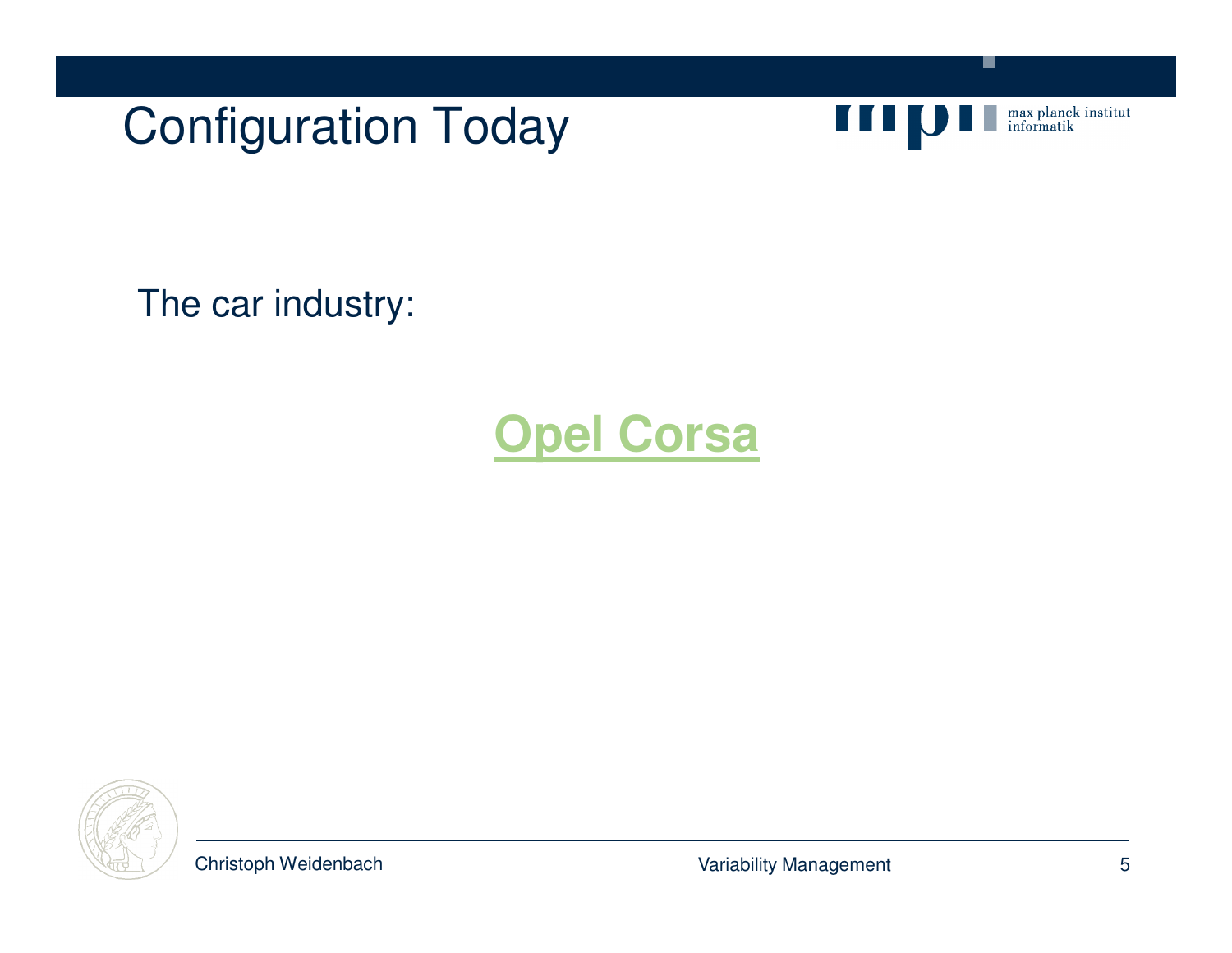# Configuration Today

The car industry:

**Opel Corsa**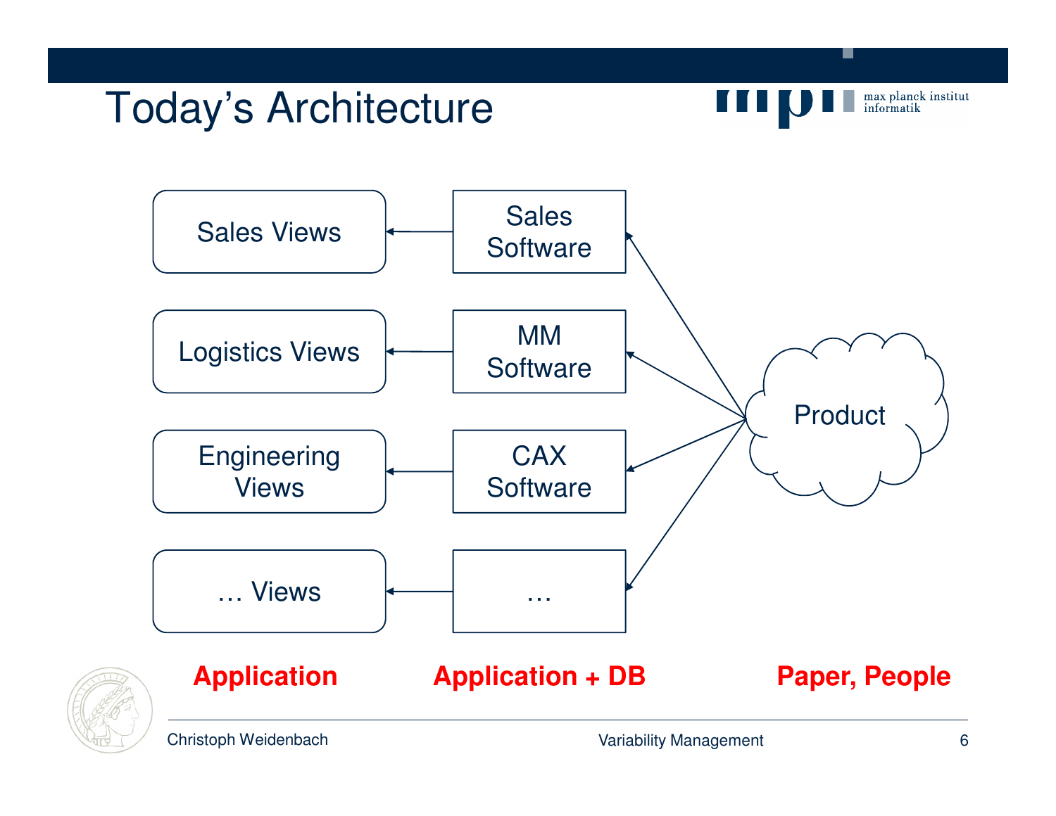# Today's Architecture

| Application | Application + DB | Paper, People |
| --- | --- | --- |
| Sales Views | Sales Software | Product |
| Logistics Views | MM Software | |
| Engineering Views | CAX Software | |
| … Views | … | |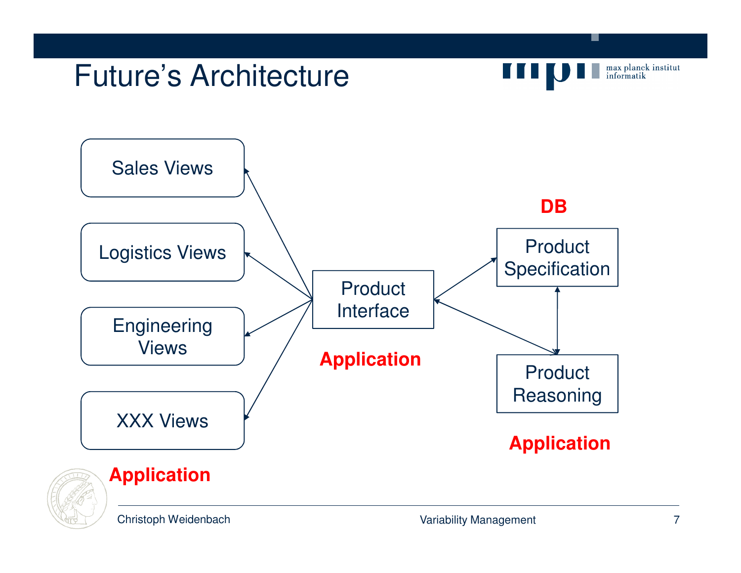# Future's Architecture

Sales Views

Logistics Views

Engineering Views

XXX Views

**Application**

Product Interface

**Application**

**DB**

Product Specification

Product Reasoning

**Application**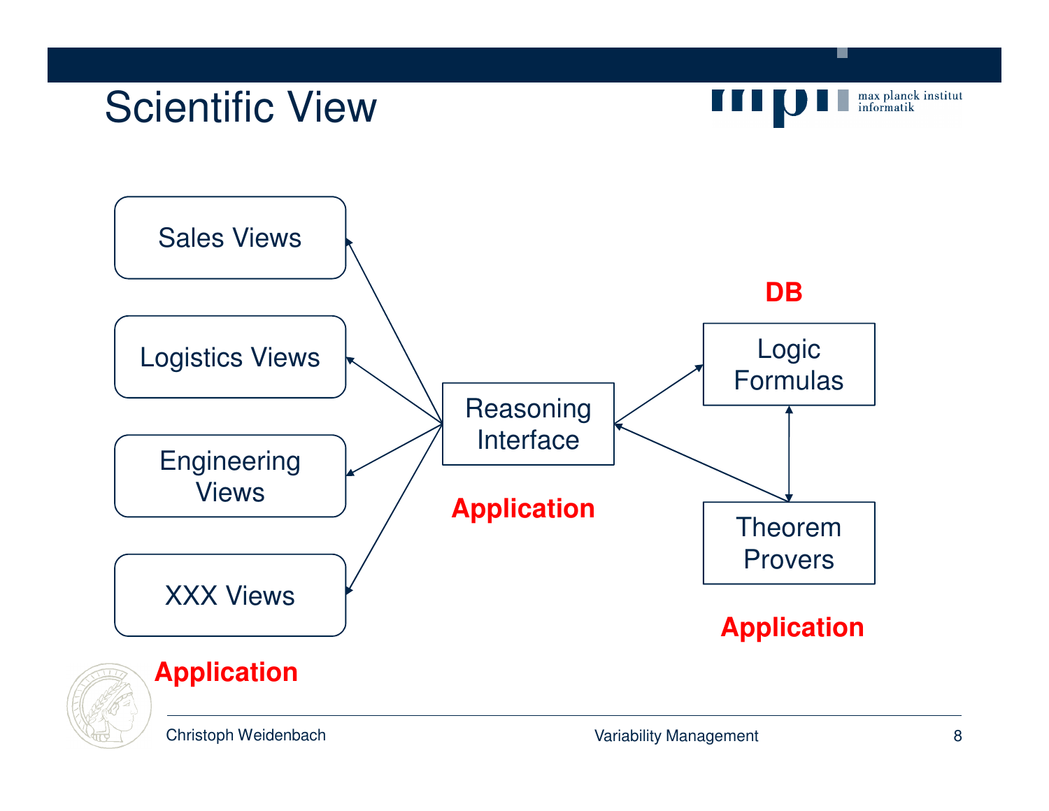# Scientific View

Sales Views

Logistics Views

Engineering Views

XXX Views

**Application**

Reasoning Interface

**Application**

**DB**

Logic Formulas

Theorem Provers

**Application**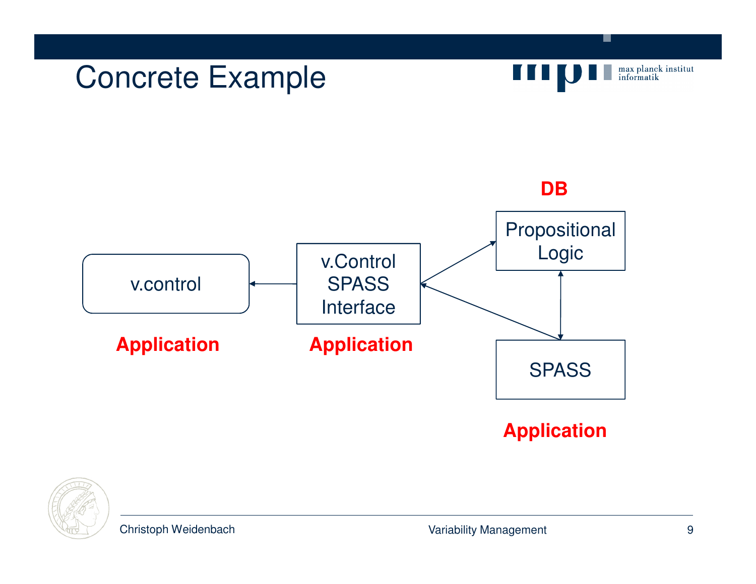# Concrete Example

DB

Propositional Logic

v.control

v.Control SPASS Interface

SPASS

Application

Application

Application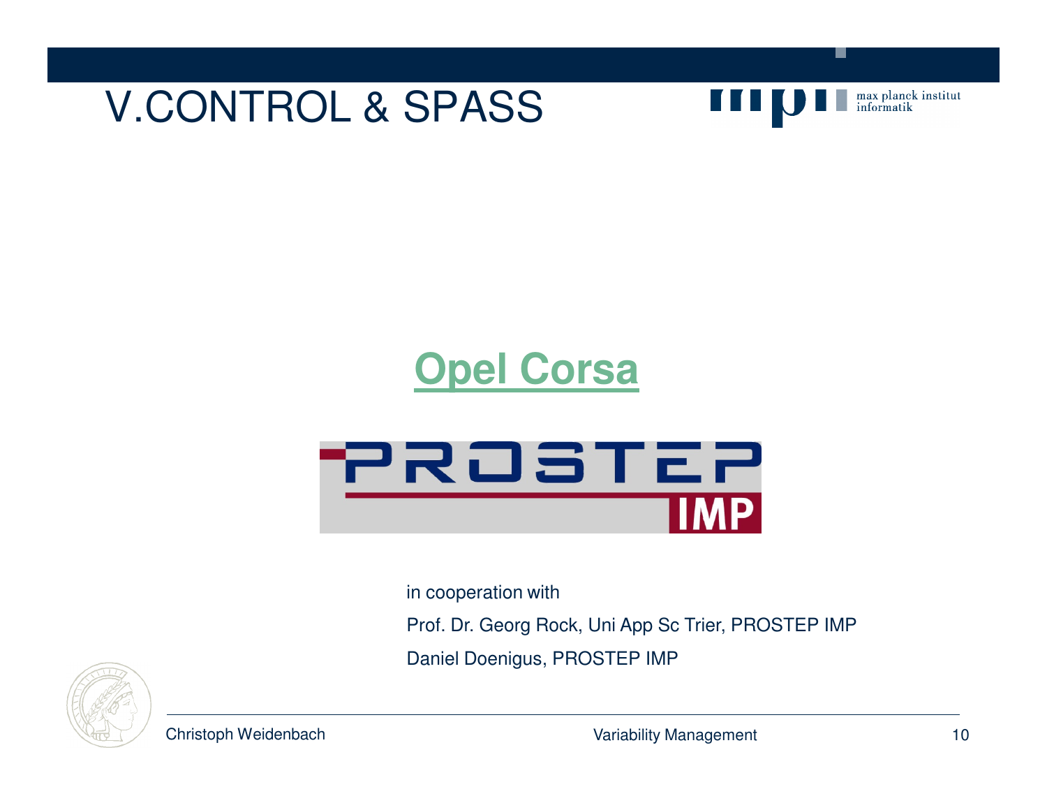# V.CONTROL & SPASS

**Opel Corsa**

PROSTEP IMP

in cooperation with

Prof. Dr. Georg Rock, Uni App Sc Trier, PROSTEP IMP

Daniel Doenigus, PROSTEP IMP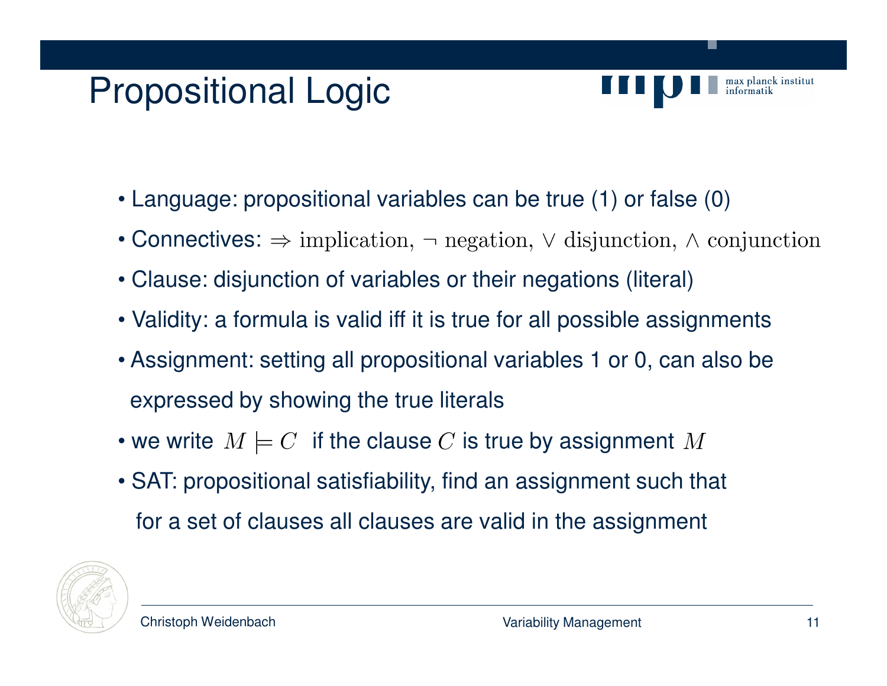# Propositional Logic

- Language: propositional variables can be true (1) or false (0)
- Connectives: $\Rightarrow$ implication, $\neg$ negation, $\vee$ disjunction, $\wedge$ conjunction
- Clause: disjunction of variables or their negations (literal)
- Validity: a formula is valid iff it is true for all possible assignments
- Assignment: setting all propositional variables 1 or 0, can also be expressed by showing the true literals
- we write $M \models C$ if the clause $C$ is true by assignment $M$
- SAT: propositional satisfiability, find an assignment such that for a set of clauses all clauses are valid in the assignment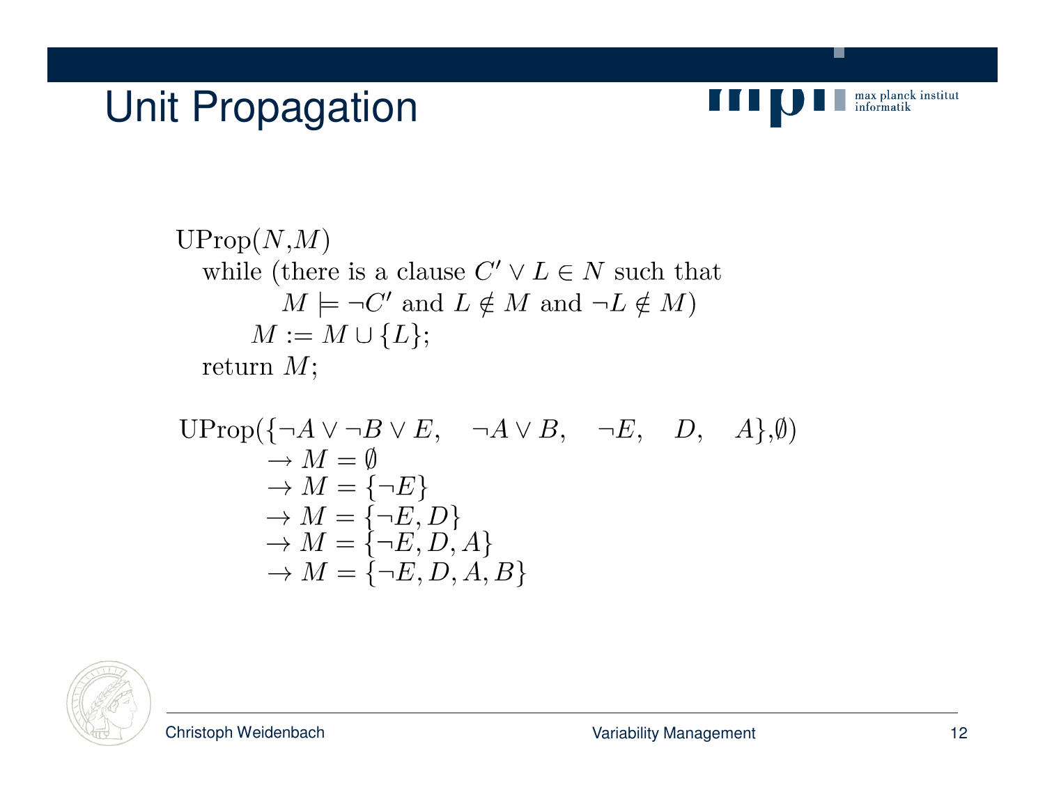# Unit Propagation

UProp($N$,$M$)
  while (there is a clause $C' \lor L \in N$ such that
      $M \models \neg C'$ and $L \notin M$ and $\neg L \notin M$)
    $M := M \cup \{L\}$;
  return $M$;

UProp($\{\neg A \lor \neg B \lor E, \quad \neg A \lor B, \quad \neg E, \quad D, \quad A\}$,$\emptyset$)

$$\begin{aligned}
&\rightarrow M = \emptyset \\
&\rightarrow M = \{\neg E\} \\
&\rightarrow M = \{\neg E, D\} \\
&\rightarrow M = \{\neg E, D, A\} \\
&\rightarrow M = \{\neg E, D, A, B\}
\end{aligned}$$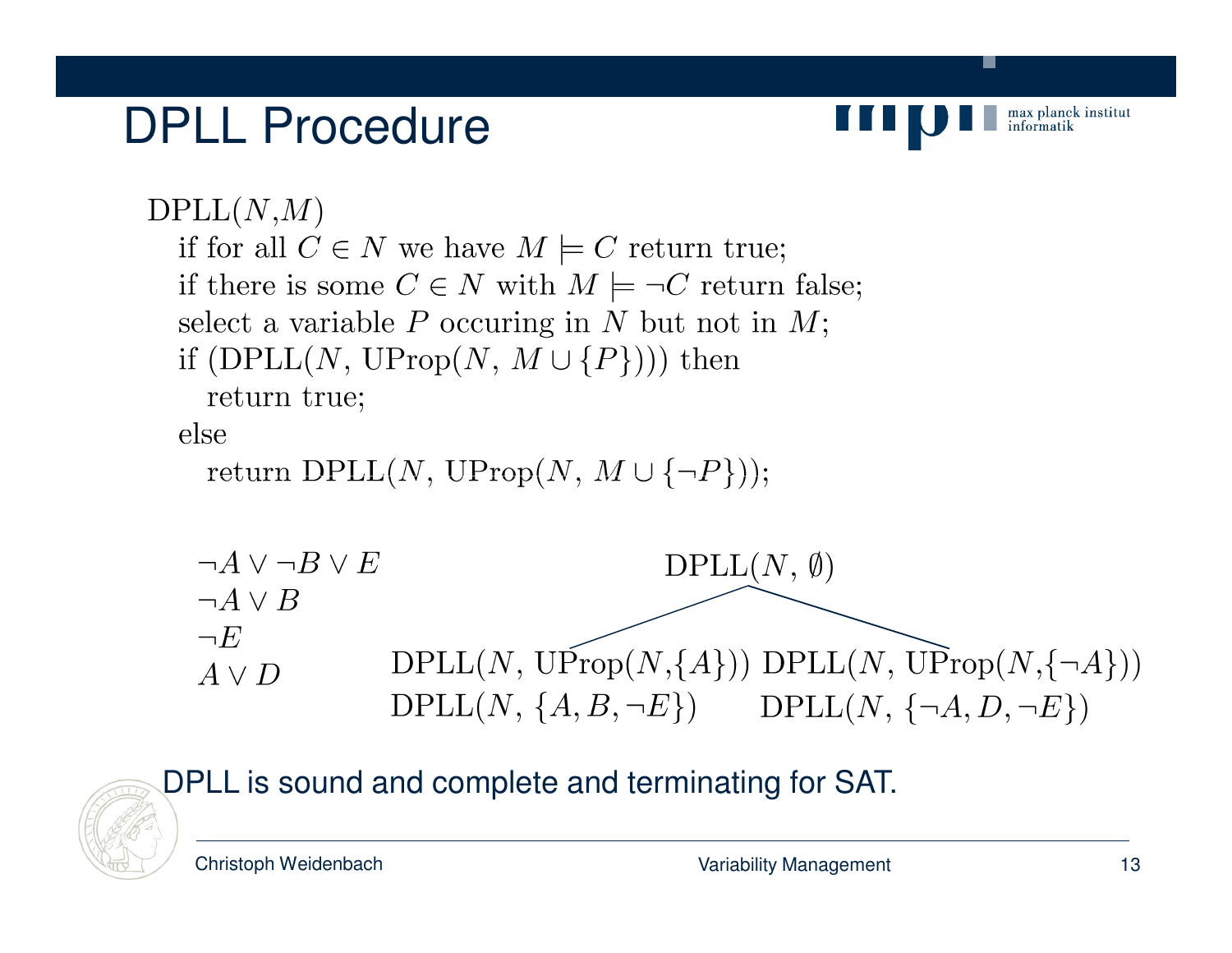# DPLL Procedure

DPLL($N$,$M$)
  if for all $C \in N$ we have $M \models C$ return true;
  if there is some $C \in N$ with $M \models \neg C$ return false;
  select a variable $P$ occuring in $N$ but not in $M$;
  if (DPLL($N$, UProp($N$, $M \cup \{P\}$))) then
    return true;
  else
    return DPLL($N$, UProp($N$, $M \cup \{\neg P\}$));

$\neg A \vee \neg B \vee E$
$\neg A \vee B$
$\neg E$
$A \vee D$

DPLL($N$, $\emptyset$)

DPLL($N$, UProp($N$,$\{A\}$)) DPLL($N$, UProp($N$,$\{\neg A\}$))
DPLL($N$, $\{A, B, \neg E\}$) DPLL($N$, $\{\neg A, D, \neg E\}$)

DPLL is sound and complete and terminating for SAT.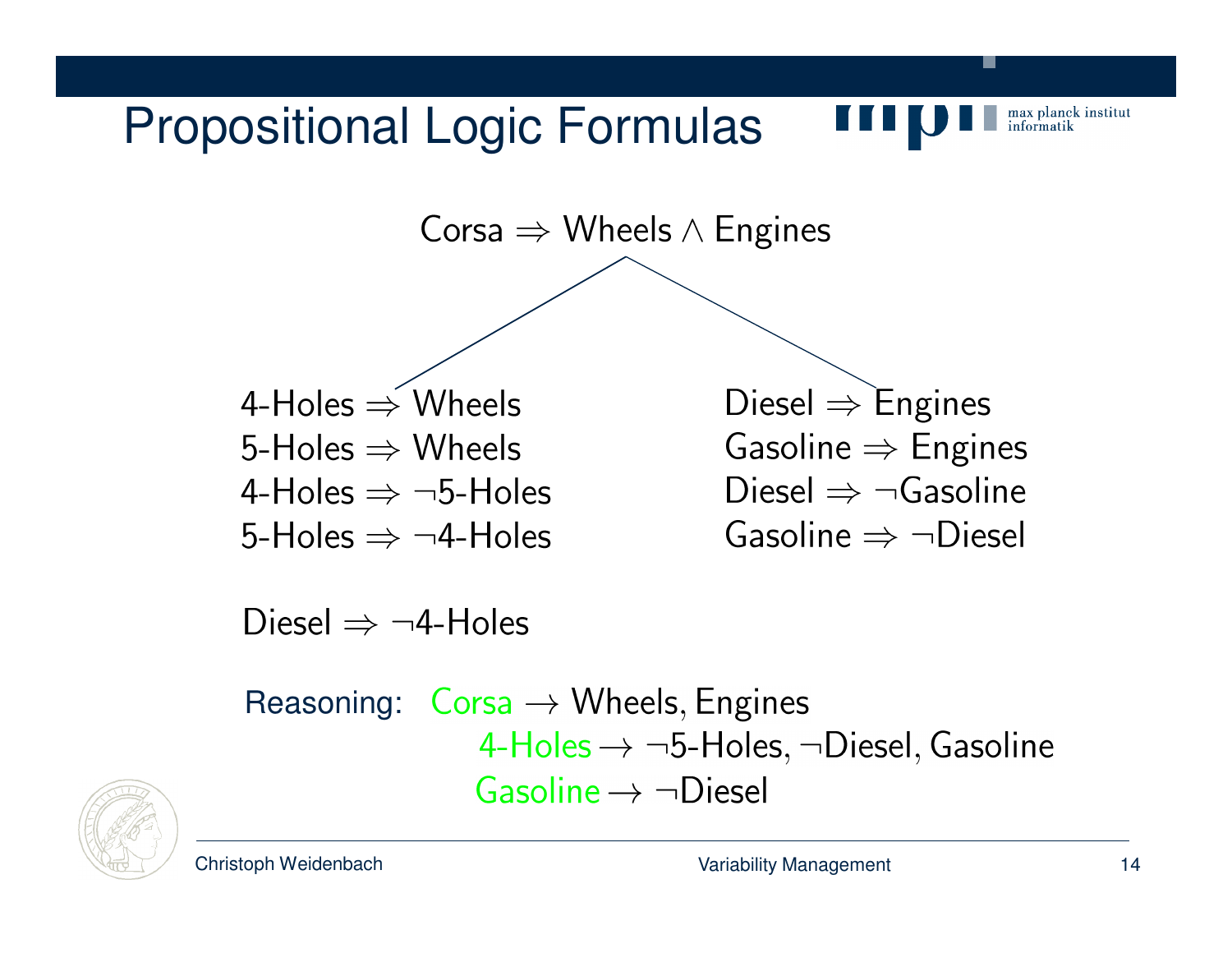# Propositional Logic Formulas

$$\text{Corsa} \Rightarrow \text{Wheels} \wedge \text{Engines}$$

$$\begin{aligned}
&\text{4-Holes} \Rightarrow \text{Wheels} \\
&\text{5-Holes} \Rightarrow \text{Wheels} \\
&\text{4-Holes} \Rightarrow \neg\text{5-Holes} \\
&\text{5-Holes} \Rightarrow \neg\text{4-Holes}
\end{aligned}$$

$$\begin{aligned}
&\text{Diesel} \Rightarrow \text{Engines} \\
&\text{Gasoline} \Rightarrow \text{Engines} \\
&\text{Diesel} \Rightarrow \neg\text{Gasoline} \\
&\text{Gasoline} \Rightarrow \neg\text{Diesel}
\end{aligned}$$

$$\text{Diesel} \Rightarrow \neg\text{4-Holes}$$

Reasoning:

$\text{Corsa} \rightarrow \text{Wheels, Engines}$

$\text{4-Holes} \rightarrow \neg\text{5-Holes}, \neg\text{Diesel}, \text{Gasoline}$

$\text{Gasoline} \rightarrow \neg\text{Diesel}$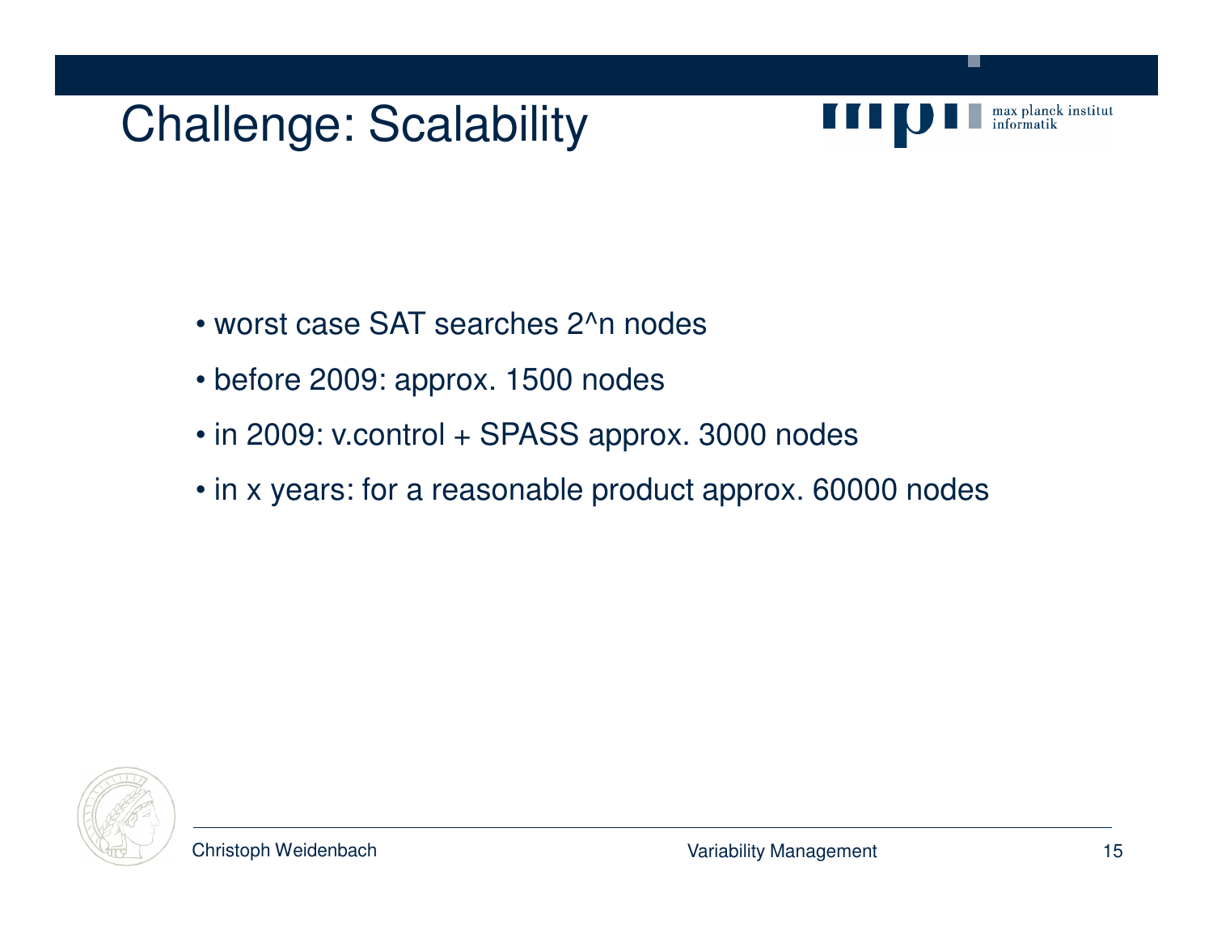# Challenge: Scalability

- worst case SAT searches $2^n$ nodes
- before 2009: approx. 1500 nodes
- in 2009: v.control + SPASS approx. 3000 nodes
- in x years: for a reasonable product approx. 60000 nodes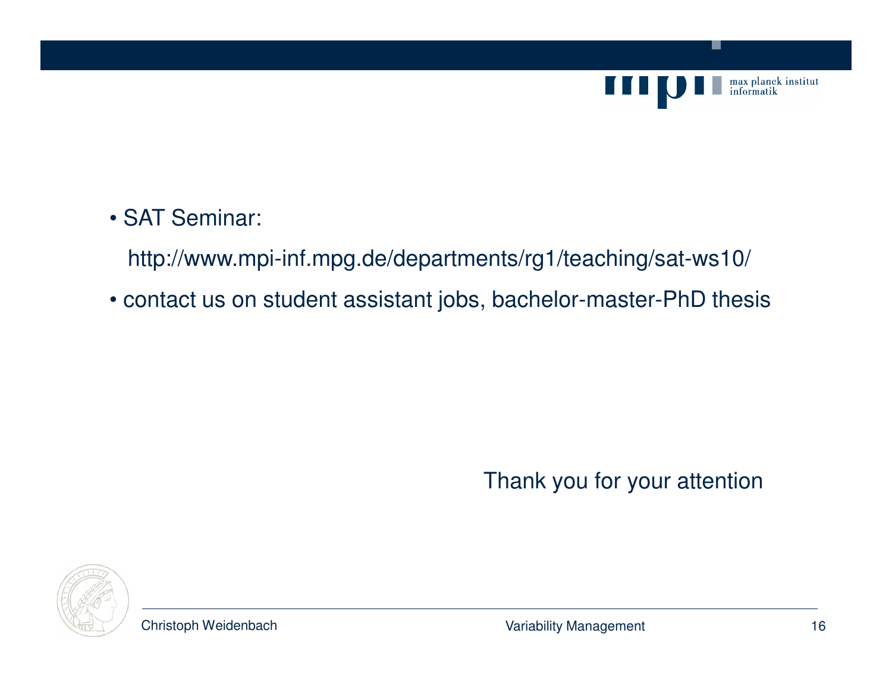- SAT Seminar:

  http://www.mpi-inf.mpg.de/departments/rg1/teaching/sat-ws10/

- contact us on student assistant jobs, bachelor-master-PhD thesis

Thank you for your attention